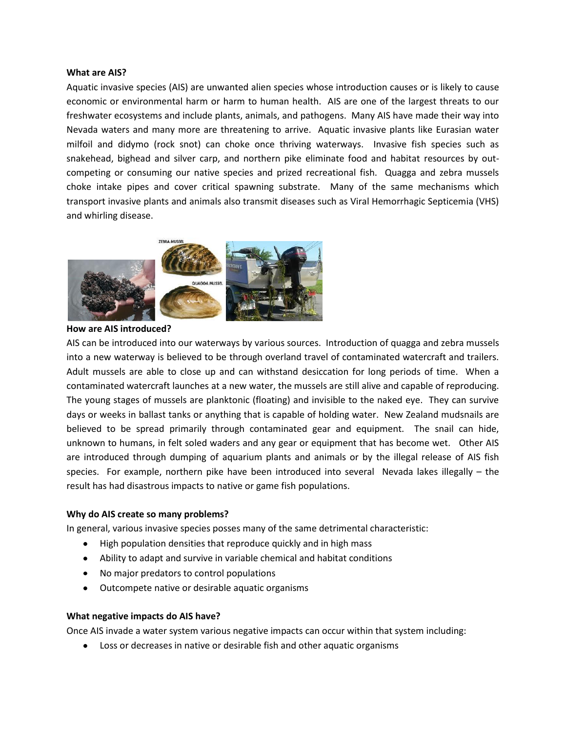**What are AIS?**

Aquatic invasive species (AIS) are unwanted alien species whose introduction causes or is likely to cause economic or environmental harm or harm to human health. AIS are one of the largest threats to our freshwater ecosystems and include plants, animals, and pathogens. Many AIS have made their way into Nevada waters and many more are threatening to arrive. Aquatic invasive plants like Eurasian water milfoil and didymo (rock snot) can choke once thriving waterways. Invasive fish species such as snakehead, bighead and silver carp, and northern pike eliminate food and habitat resources by out-competing or consuming our native species and prized recreational fish. Quagga and zebra mussels choke intake pipes and cover critical spawning substrate. Many of the same mechanisms which transport invasive plants and animals also transmit diseases such as Viral Hemorrhagic Septicemia (VHS) and whirling disease.

**How are AIS introduced?**

AIS can be introduced into our waterways by various sources. Introduction of quagga and zebra mussels into a new waterway is believed to be through overland travel of contaminated watercraft and trailers. Adult mussels are able to close up and can withstand desiccation for long periods of time. When a contaminated watercraft launches at a new water, the mussels are still alive and capable of reproducing. The young stages of mussels are planktonic (floating) and invisible to the naked eye. They can survive days or weeks in ballast tanks or anything that is capable of holding water. New Zealand mudsnails are believed to be spread primarily through contaminated gear and equipment. The snail can hide, unknown to humans, in felt soled waders and any gear or equipment that has become wet. Other AIS are introduced through dumping of aquarium plants and animals or by the illegal release of AIS fish species. For example, northern pike have been introduced into several Nevada lakes illegally – the result has had disastrous impacts to native or game fish populations.

**Why do AIS create so many problems?**

In general, various invasive species posses many of the same detrimental characteristic:

- High population densities that reproduce quickly and in high mass
- Ability to adapt and survive in variable chemical and habitat conditions
- No major predators to control populations
- Outcompete native or desirable aquatic organisms

**What negative impacts do AIS have?**

Once AIS invade a water system various negative impacts can occur within that system including:

- Loss or decreases in native or desirable fish and other aquatic organisms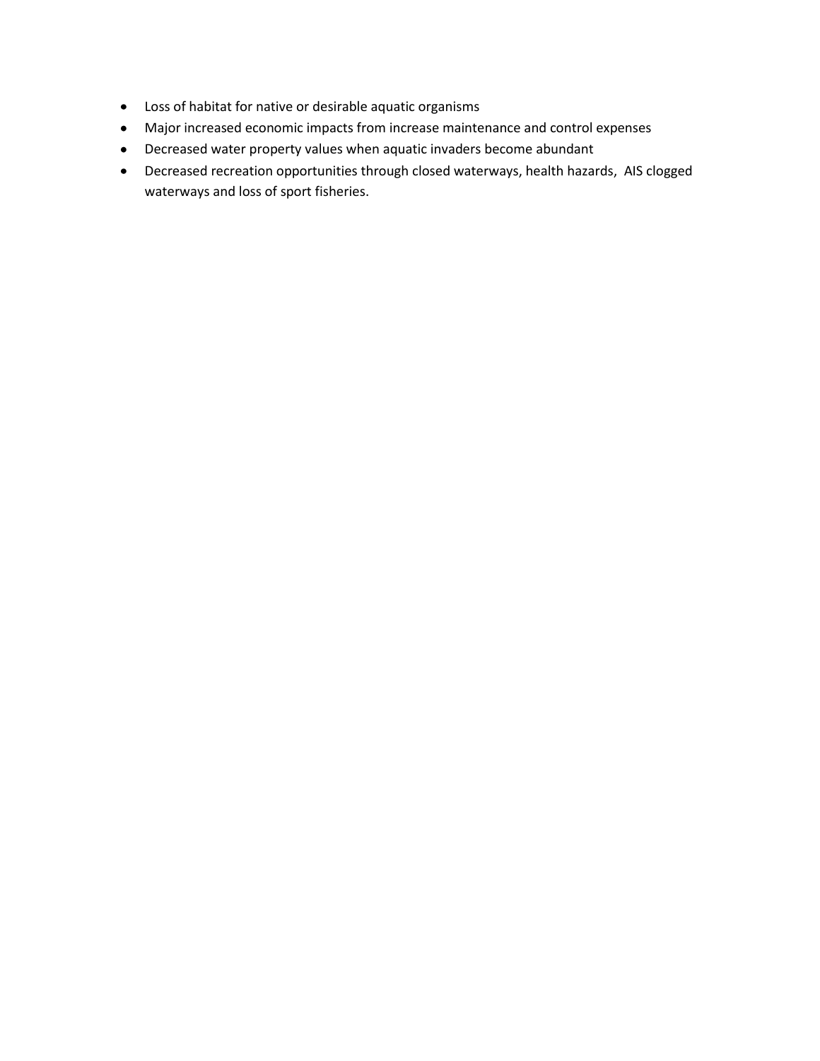- Loss of habitat for native or desirable aquatic organisms
- Major increased economic impacts from increase maintenance and control expenses
- Decreased water property values when aquatic invaders become abundant
- Decreased recreation opportunities through closed waterways, health hazards, AIS clogged waterways and loss of sport fisheries.